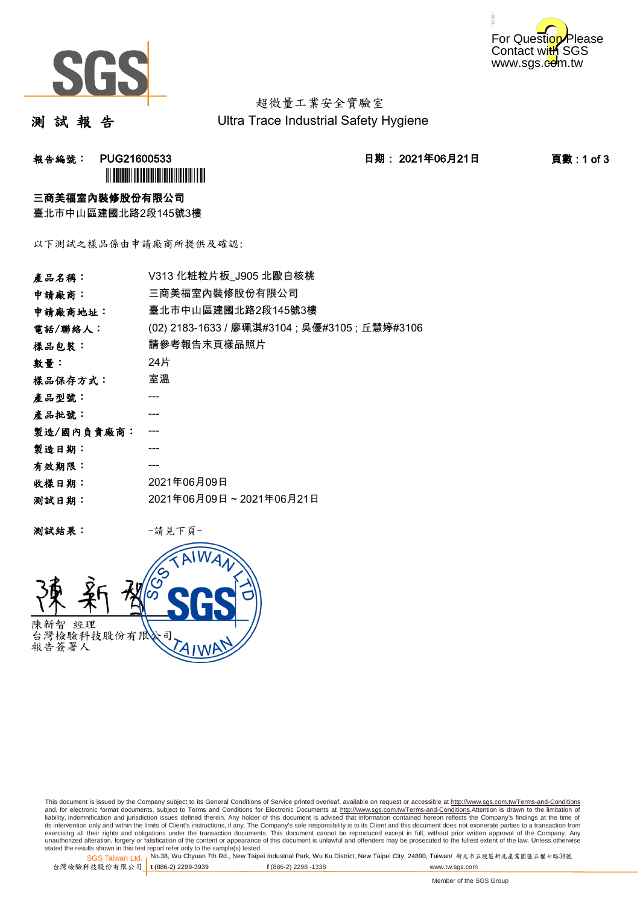For Question Please Contact with SGS www.sgs.com.tw

# 測 試 報 告

超微量工業安全實驗室
Ultra Trace Industrial Safety Hygiene

**報告編號： PUG21600533** **日期： 2021年06月21日** **頁數 : 1 of 3**

**三商美福室內裝修股份有限公司**
臺北市中山區建國北路2段145號3樓

以下測試之樣品係由申請廠商所提供及確認:

| | |
|---|---|
| **產品名稱：** | V313 化粧粒片板_J905 北歐白核桃 |
| **申請廠商：** | 三商美福室內裝修股份有限公司 |
| **申請廠商地址：** | 臺北市中山區建國北路2段145號3樓 |
| **電話/聯絡人：** | (02) 2183-1633 / 廖珮淇#3104 ; 吳優#3105 ; 丘慧婷#3106 |
| **樣品包裝：** | 請參考報告末頁樣品照片 |
| **數量：** | 24片 |
| **樣品保存方式：** | 室溫 |
| **產品型號：** | --- |
| **產品批號：** | --- |
| **製造/國內負責廠商：** | --- |
| **製造日期：** | --- |
| **有效期限：** | --- |
| **收樣日期：** | 2021年06月09日 |
| **測試日期：** | 2021年06月09日 ~ 2021年06月21日 |

**測試結果：** -請見下頁-

陳新智 經理
台灣檢驗科技股份有限公司
報告簽署人

This document is issued by the Company subject to its General Conditions of Service printed overleaf, available on request or accessible at http://www.sgs.com.tw/Terms-and-Conditions and, for electronic format documents, subject to Terms and Conditions for Electronic Documents at http://www.sgs.com.tw/Terms-and-Conditions.Attention is drawn to the limitation of liability, indemnification and jurisdiction issues defined therein. Any holder of this document is advised that information contained hereon reflects the Company's findings at the time of its intervention only and within the limits of Client's instructions, if any. The Company's sole responsibility is to its Client and this document does not exonerate parties to a transaction from exercising all their rights and obligations under the transaction documents. This document cannot be reproduced except in full, without prior written approval of the Company. Any unauthorized alteration, forgery or falsification of the content or appearance of this document is unlawful and offenders may be prosecuted to the fullest extent of the law. Unless otherwise stated the results shown in this test report refer only to the sample(s) tested.

SGS Taiwan Ltd. | No.38, Wu Chyuan 7th Rd., New Taipei Industrial Park, Wu Ku District, New Taipei City, 24890, Taiwan/ 新北市五股區新北產業園區五權七路38號
台灣檢驗科技股份有限公司 | t (886-2) 2299-3939 f (886-2) 2298 -1338 www.tw.sgs.com

Member of the SGS Group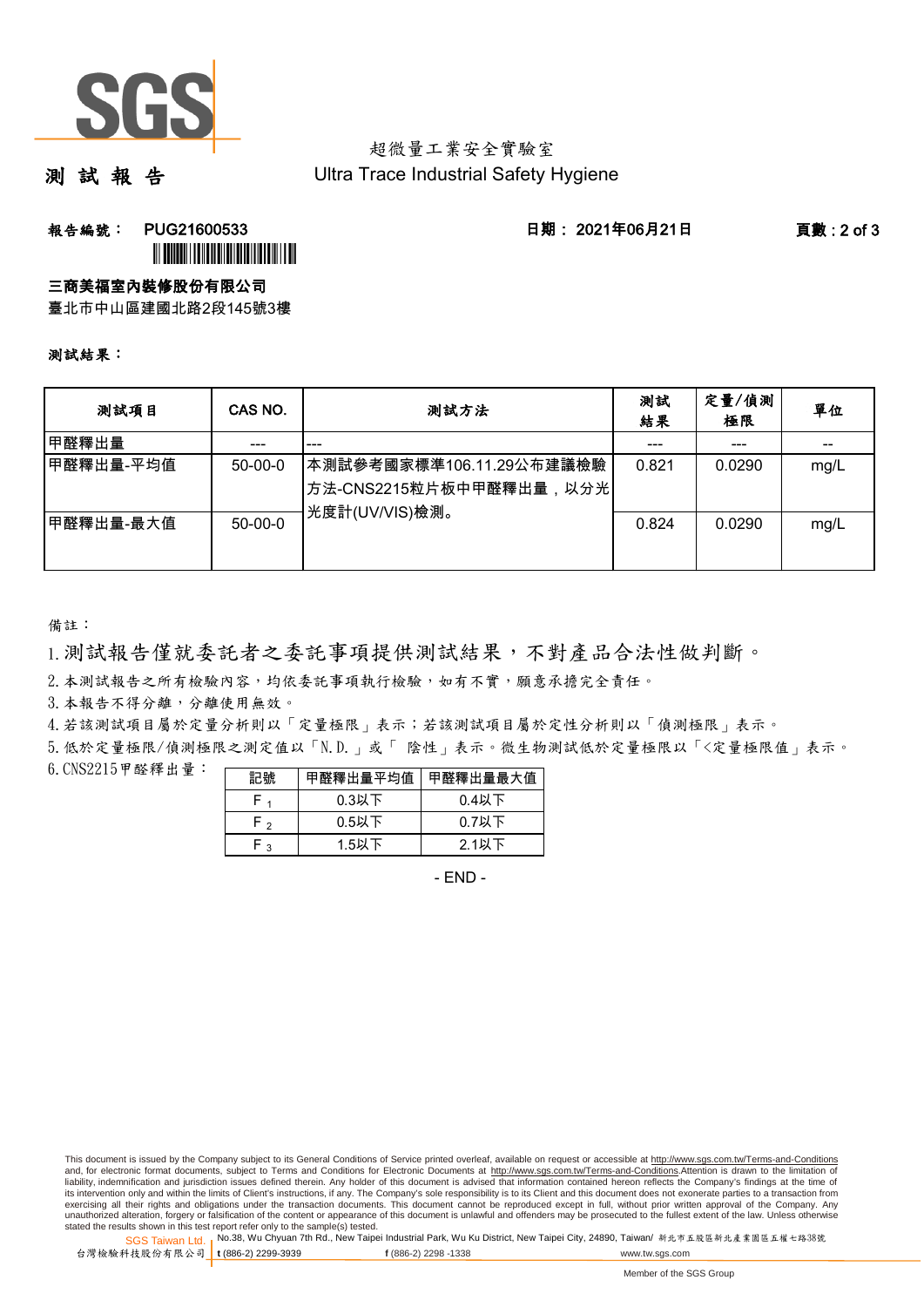超微量工業安全實驗室
Ultra Trace Industrial Safety Hygiene

# 測 試 報 告

**報告編號：** PUG21600533　　**日期：** 2021年06月21日

**三商美福室內裝修股份有限公司**
臺北市中山區建國北路2段145號3樓

**測試結果：**

| 測試項目 | CAS NO. | 測試方法 | 測試結果 | 定量/偵測極限 | 單位 |
|---|---|---|---|---|---|
| 甲醛釋出量 | --- | --- | --- | --- | -- |
| 甲醛釋出量-平均值 | 50-00-0 | 本測試參考國家標準106.11.29公布建議檢驗方法-CNS2215粒片板中甲醛釋出量，以分光光度計(UV/VIS)檢測。 | 0.821 | 0.0290 | mg/L |
| 甲醛釋出量-最大值 | 50-00-0 | | 0.824 | 0.0290 | mg/L |

備註：

1. 測試報告僅就委託者之委託事項提供測試結果，不對產品合法性做判斷。
2. 本測試報告之所有檢驗內容，均依委託事項執行檢驗，如有不實，願意承擔完全責任。
3. 本報告不得分離，分離使用無效。
4. 若該測試項目屬於定量分析則以「定量極限」表示；若該測試項目屬於定性分析則以「偵測極限」表示。
5. 低於定量極限/偵測極限之測定值以「N.D.」或「 陰性」表示。微生物測試低於定量極限以「<定量極限值」表示。
6. CNS2215甲醛釋出量：

| 記號 | 甲醛釋出量平均值 | 甲醛釋出量最大值 |
|---|---|---|
| $F_1$ | 0.3以下 | 0.4以下 |
| $F_2$ | 0.5以下 | 0.7以下 |
| $F_3$ | 1.5以下 | 2.1以下 |

- END -

This document is issued by the Company subject to its General Conditions of Service printed overleaf, available on request or accessible at http://www.sgs.com.tw/Terms-and-Conditions and, for electronic format documents, subject to Terms and Conditions for Electronic Documents at http://www.sgs.com.tw/Terms-and-Conditions.Attention is drawn to the limitation of liability, indemnification and jurisdiction issues defined therein. Any holder of this document is advised that information contained hereon reflects the Company's findings at the time of its intervention only and within the limits of Client's instructions, if any. The Company's sole responsibility is to its Client and this document does not exonerate parties to a transaction from exercising all their rights and obligations under the transaction documents. This document cannot be reproduced except in full, without prior written approval of the Company. Any unauthorized alteration, forgery or falsification of the content or appearance of this document is unlawful and offenders may be prosecuted to the fullest extent of the law. Unless otherwise stated the results shown in this test report refer only to the sample(s) tested.

SGS Taiwan Ltd. 台灣檢驗科技股份有限公司 | No.38, Wu Chyuan 7th Rd., New Taipei Industrial Park, Wu Ku District, New Taipei City, 24890, Taiwan/ 新北市五股區新北產業園區五權七路38號 | t (886-2) 2299-3939 | f (886-2) 2298 -1338 | www.tw.sgs.com

Member of the SGS Group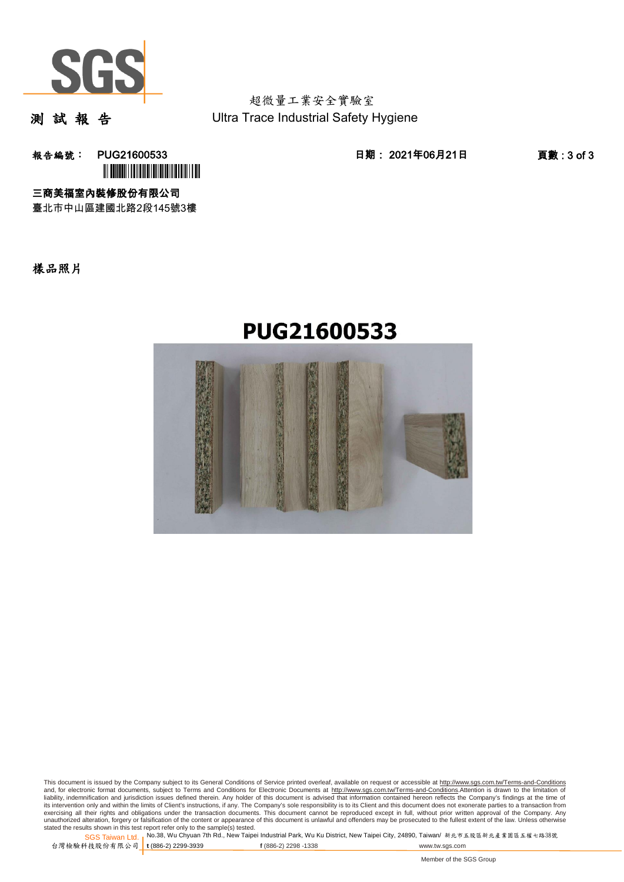測 試 報 告

超微量工業安全實驗室
Ultra Trace Industrial Safety Hygiene

報告編號： PUG21600533

日期： 2021年06月21日

**三商美福室內裝修股份有限公司**
臺北市中山區建國北路2段145號3樓

## 樣品照片

PUG21600533

This document is issued by the Company subject to its General Conditions of Service printed overleaf, available on request or accessible at http://www.sgs.com.tw/Terms-and-Conditions and, for electronic format documents, subject to Terms and Conditions for Electronic Documents at http://www.sgs.com.tw/Terms-and-Conditions.Attention is drawn to the limitation of liability, indemnification and jurisdiction issues defined therein. Any holder of this document is advised that information contained hereon reflects the Company's findings at the time of its intervention only and within the limits of Client's instructions, if any. The Company's sole responsibility is to its Client and this document does not exonerate parties to a transaction from exercising all their rights and obligations under the transaction documents. This document cannot be reproduced except in full, without prior written approval of the Company. Any unauthorized alteration, forgery or falsification of the content or appearance of this document is unlawful and offenders may be prosecuted to the fullest extent of the law. Unless otherwise stated the results shown in this test report refer only to the sample(s) tested.

SGS Taiwan Ltd. 台灣檢驗科技股份有限公司 | No.38, Wu Chyuan 7th Rd., New Taipei Industrial Park, Wu Ku District, New Taipei City, 24890, Taiwan/ 新北市五股區新北產業園區五權七路38號 | t (886-2) 2299-3939 | f (886-2) 2298 -1338 | www.tw.sgs.com

Member of the SGS Group